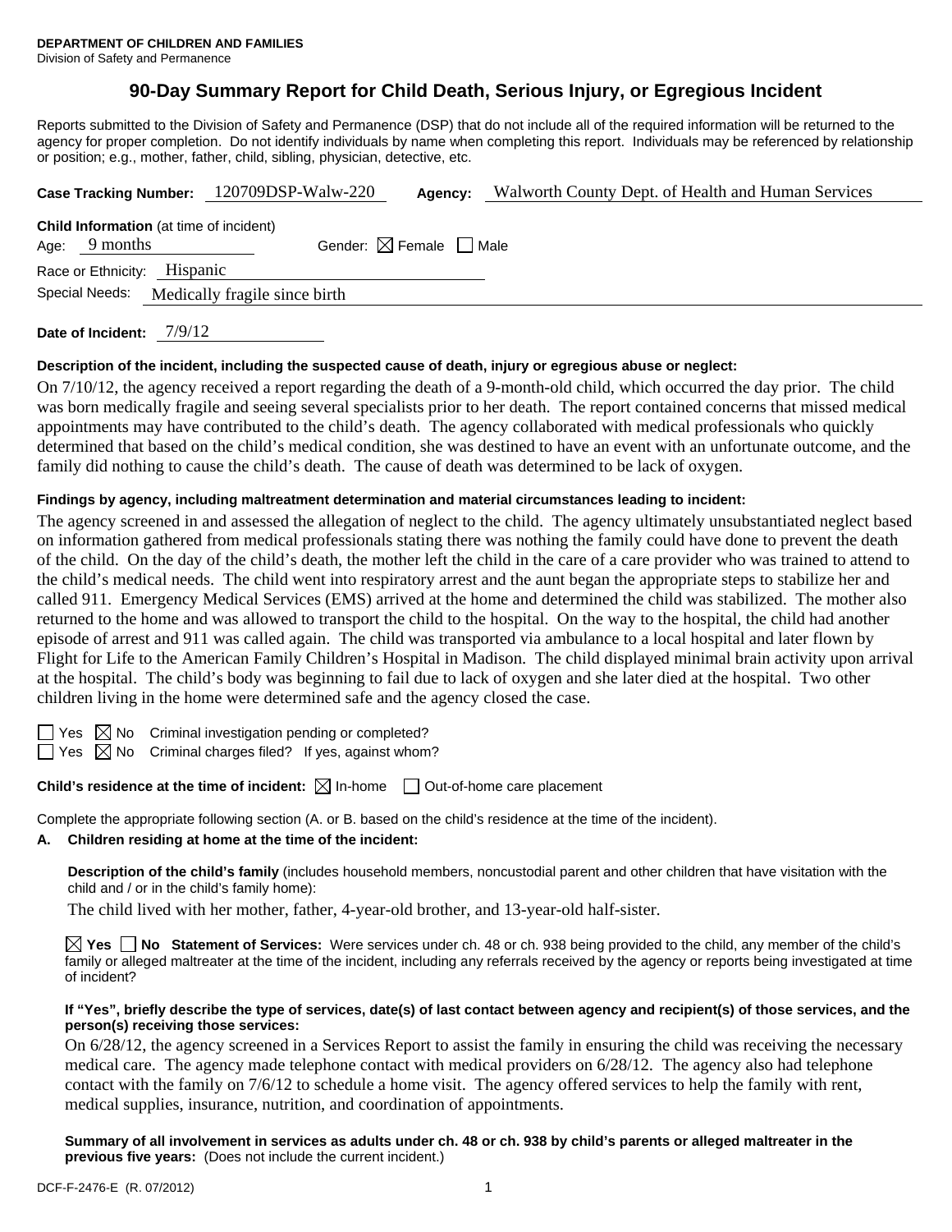**DEPARTMENT OF CHILDREN AND FAMILIES**
Division of Safety and Permanence

# 90-Day Summary Report for Child Death, Serious Injury, or Egregious Incident

Reports submitted to the Division of Safety and Permanence (DSP) that do not include all of the required information will be returned to the agency for proper completion. Do not identify individuals by name when completing this report. Individuals may be referenced by relationship or position; e.g., mother, father, child, sibling, physician, detective, etc.

**Case Tracking Number:** 120709DSP-Walw-220 **Agency:** Walworth County Dept. of Health and Human Services

**Child Information** (at time of incident)
Age: 9 months Gender: ☒ Female ☐ Male
Race or Ethnicity: Hispanic
Special Needs: Medically fragile since birth

**Date of Incident:** 7/9/12

**Description of the incident, including the suspected cause of death, injury or egregious abuse or neglect:**

On 7/10/12, the agency received a report regarding the death of a 9-month-old child, which occurred the day prior. The child was born medically fragile and seeing several specialists prior to her death. The report contained concerns that missed medical appointments may have contributed to the child's death. The agency collaborated with medical professionals who quickly determined that based on the child's medical condition, she was destined to have an event with an unfortunate outcome, and the family did nothing to cause the child's death. The cause of death was determined to be lack of oxygen.

**Findings by agency, including maltreatment determination and material circumstances leading to incident:**

The agency screened in and assessed the allegation of neglect to the child. The agency ultimately unsubstantiated neglect based on information gathered from medical professionals stating there was nothing the family could have done to prevent the death of the child. On the day of the child's death, the mother left the child in the care of a care provider who was trained to attend to the child's medical needs. The child went into respiratory arrest and the aunt began the appropriate steps to stabilize her and called 911. Emergency Medical Services (EMS) arrived at the home and determined the child was stabilized. The mother also returned to the home and was allowed to transport the child to the hospital. On the way to the hospital, the child had another episode of arrest and 911 was called again. The child was transported via ambulance to a local hospital and later flown by Flight for Life to the American Family Children's Hospital in Madison. The child displayed minimal brain activity upon arrival at the hospital. The child's body was beginning to fail due to lack of oxygen and she later died at the hospital. Two other children living in the home were determined safe and the agency closed the case.

☐ Yes ☒ No Criminal investigation pending or completed?
☐ Yes ☒ No Criminal charges filed? If yes, against whom?

**Child's residence at the time of incident:** ☒ In-home ☐ Out-of-home care placement

Complete the appropriate following section (A. or B. based on the child's residence at the time of the incident).

**A. Children residing at home at the time of the incident:**

**Description of the child's family** (includes household members, noncustodial parent and other children that have visitation with the child and / or in the child's family home):

The child lived with her mother, father, 4-year-old brother, and 13-year-old half-sister.

☒ **Yes** ☐ **No Statement of Services:** Were services under ch. 48 or ch. 938 being provided to the child, any member of the child's family or alleged maltreater at the time of the incident, including any referrals received by the agency or reports being investigated at time of incident?

**If "Yes", briefly describe the type of services, date(s) of last contact between agency and recipient(s) of those services, and the person(s) receiving those services:**

On 6/28/12, the agency screened in a Services Report to assist the family in ensuring the child was receiving the necessary medical care. The agency made telephone contact with medical providers on 6/28/12. The agency also had telephone contact with the family on 7/6/12 to schedule a home visit. The agency offered services to help the family with rent, medical supplies, insurance, nutrition, and coordination of appointments.

**Summary of all involvement in services as adults under ch. 48 or ch. 938 by child's parents or alleged maltreater in the previous five years:** (Does not include the current incident.)

DCF-F-2476-E (R. 07/2012)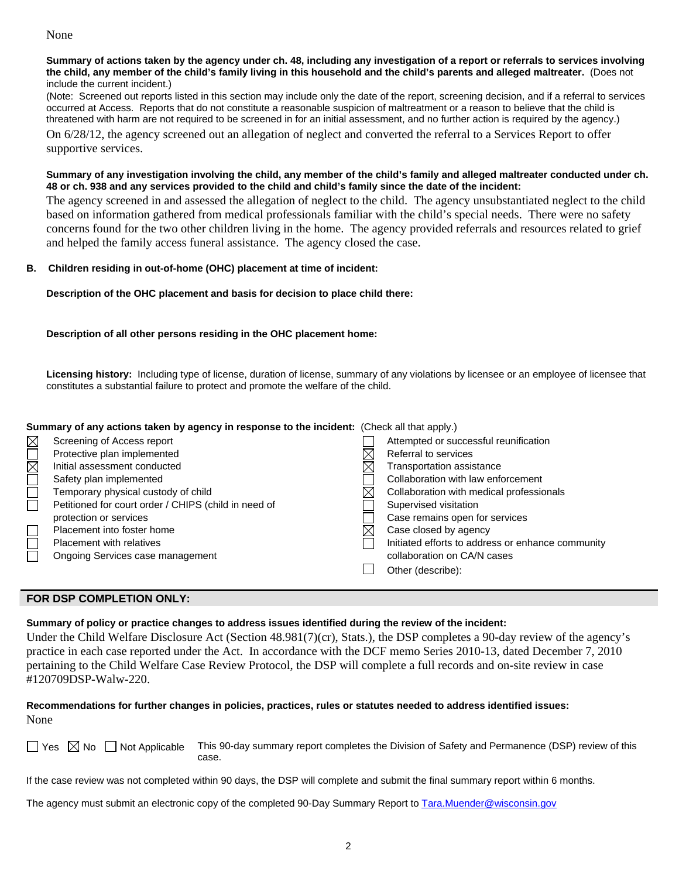None

**Summary of actions taken by the agency under ch. 48, including any investigation of a report or referrals to services involving the child, any member of the child's family living in this household and the child's parents and alleged maltreater.** (Does not include the current incident.)

(Note: Screened out reports listed in this section may include only the date of the report, screening decision, and if a referral to services occurred at Access. Reports that do not constitute a reasonable suspicion of maltreatment or a reason to believe that the child is threatened with harm are not required to be screened in for an initial assessment, and no further action is required by the agency.)

On 6/28/12, the agency screened out an allegation of neglect and converted the referral to a Services Report to offer supportive services.

**Summary of any investigation involving the child, any member of the child's family and alleged maltreater conducted under ch. 48 or ch. 938 and any services provided to the child and child's family since the date of the incident:**

The agency screened in and assessed the allegation of neglect to the child. The agency unsubstantiated neglect to the child based on information gathered from medical professionals familiar with the child's special needs. There were no safety concerns found for the two other children living in the home. The agency provided referrals and resources related to grief and helped the family access funeral assistance. The agency closed the case.

**B. Children residing in out-of-home (OHC) placement at time of incident:**

**Description of the OHC placement and basis for decision to place child there:**

**Description of all other persons residing in the OHC placement home:**

**Licensing history:** Including type of license, duration of license, summary of any violations by licensee or an employee of licensee that constitutes a substantial failure to protect and promote the welfare of the child.

**Summary of any actions taken by agency in response to the incident:** (Check all that apply.)

- ☒ Screening of Access report
- ☐ Protective plan implemented
- ☒ Initial assessment conducted
- ☐ Safety plan implemented
- ☐ Temporary physical custody of child
- ☐ Petitioned for court order / CHIPS (child in need of protection or services
- ☐ Placement into foster home
- ☐ Placement with relatives
- ☐ Ongoing Services case management
- ☐ Attempted or successful reunification
- ☒ Referral to services
- ☒ Transportation assistance
- ☐ Collaboration with law enforcement
- ☒ Collaboration with medical professionals
- ☐ Supervised visitation
- ☐ Case remains open for services
- ☒ Case closed by agency
- ☐ Initiated efforts to address or enhance community collaboration on CA/N cases
- ☐ Other (describe):

## FOR DSP COMPLETION ONLY:

**Summary of policy or practice changes to address issues identified during the review of the incident:**

Under the Child Welfare Disclosure Act (Section 48.981(7)(cr), Stats.), the DSP completes a 90-day review of the agency's practice in each case reported under the Act. In accordance with the DCF memo Series 2010-13, dated December 7, 2010 pertaining to the Child Welfare Case Review Protocol, the DSP will complete a full records and on-site review in case #120709DSP-Walw-220.

**Recommendations for further changes in policies, practices, rules or statutes needed to address identified issues:**

None

☐ Yes ☒ No ☐ Not Applicable This 90-day summary report completes the Division of Safety and Permanence (DSP) review of this case.

If the case review was not completed within 90 days, the DSP will complete and submit the final summary report within 6 months.

The agency must submit an electronic copy of the completed 90-Day Summary Report to Tara.Muender@wisconsin.gov